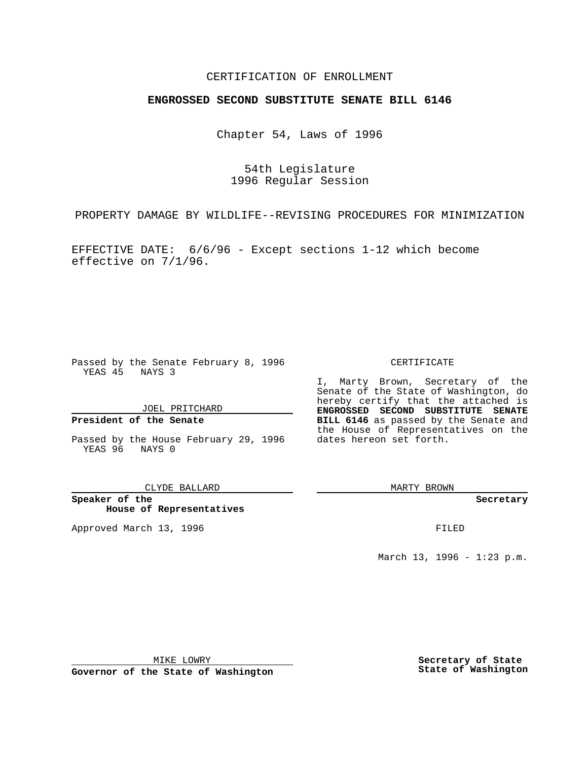CERTIFICATION OF ENROLLMENT

**ENGROSSED SECOND SUBSTITUTE SENATE BILL 6146**

Chapter 54, Laws of 1996

54th Legislature
1996 Regular Session

PROPERTY DAMAGE BY WILDLIFE--REVISING PROCEDURES FOR MINIMIZATION

EFFECTIVE DATE: 6/6/96 - Except sections 1-12 which become effective on 7/1/96.

Passed by the Senate February 8, 1996
YEAS 45 NAYS 3

JOEL PRITCHARD

**President of the Senate**

Passed by the House February 29, 1996
YEAS 96 NAYS 0

CLYDE BALLARD

**Speaker of the House of Representatives**

Approved March 13, 1996

MIKE LOWRY

**Governor of the State of Washington**

CERTIFICATE

I, Marty Brown, Secretary of the Senate of the State of Washington, do hereby certify that the attached is **ENGROSSED SECOND SUBSTITUTE SENATE BILL 6146** as passed by the Senate and the House of Representatives on the dates hereon set forth.

MARTY BROWN

**Secretary**

FILED

March 13, 1996 - 1:23 p.m.

**Secretary of State**
**State of Washington**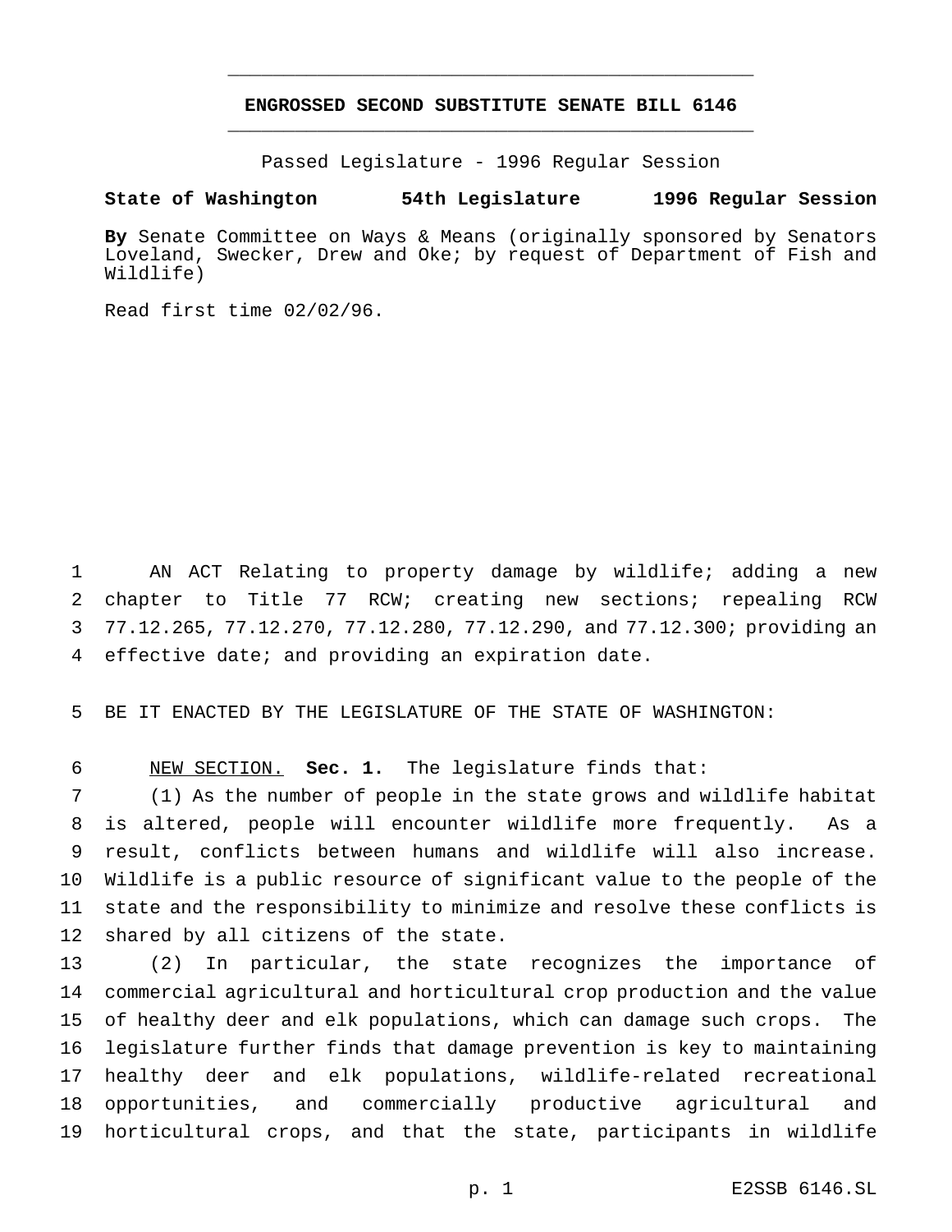# ENGROSSED SECOND SUBSTITUTE SENATE BILL 6146

Passed Legislature - 1996 Regular Session

**State of Washington 54th Legislature 1996 Regular Session**

**By** Senate Committee on Ways & Means (originally sponsored by Senators Loveland, Swecker, Drew and Oke; by request of Department of Fish and Wildlife)

Read first time 02/02/96.

AN ACT Relating to property damage by wildlife; adding a new chapter to Title 77 RCW; creating new sections; repealing RCW 77.12.265, 77.12.270, 77.12.280, 77.12.290, and 77.12.300; providing an effective date; and providing an expiration date.

BE IT ENACTED BY THE LEGISLATURE OF THE STATE OF WASHINGTON:

NEW SECTION. **Sec. 1.** The legislature finds that:

(1) As the number of people in the state grows and wildlife habitat is altered, people will encounter wildlife more frequently. As a result, conflicts between humans and wildlife will also increase. Wildlife is a public resource of significant value to the people of the state and the responsibility to minimize and resolve these conflicts is shared by all citizens of the state.

(2) In particular, the state recognizes the importance of commercial agricultural and horticultural crop production and the value of healthy deer and elk populations, which can damage such crops. The legislature further finds that damage prevention is key to maintaining healthy deer and elk populations, wildlife-related recreational opportunities, and commercially productive agricultural and horticultural crops, and that the state, participants in wildlife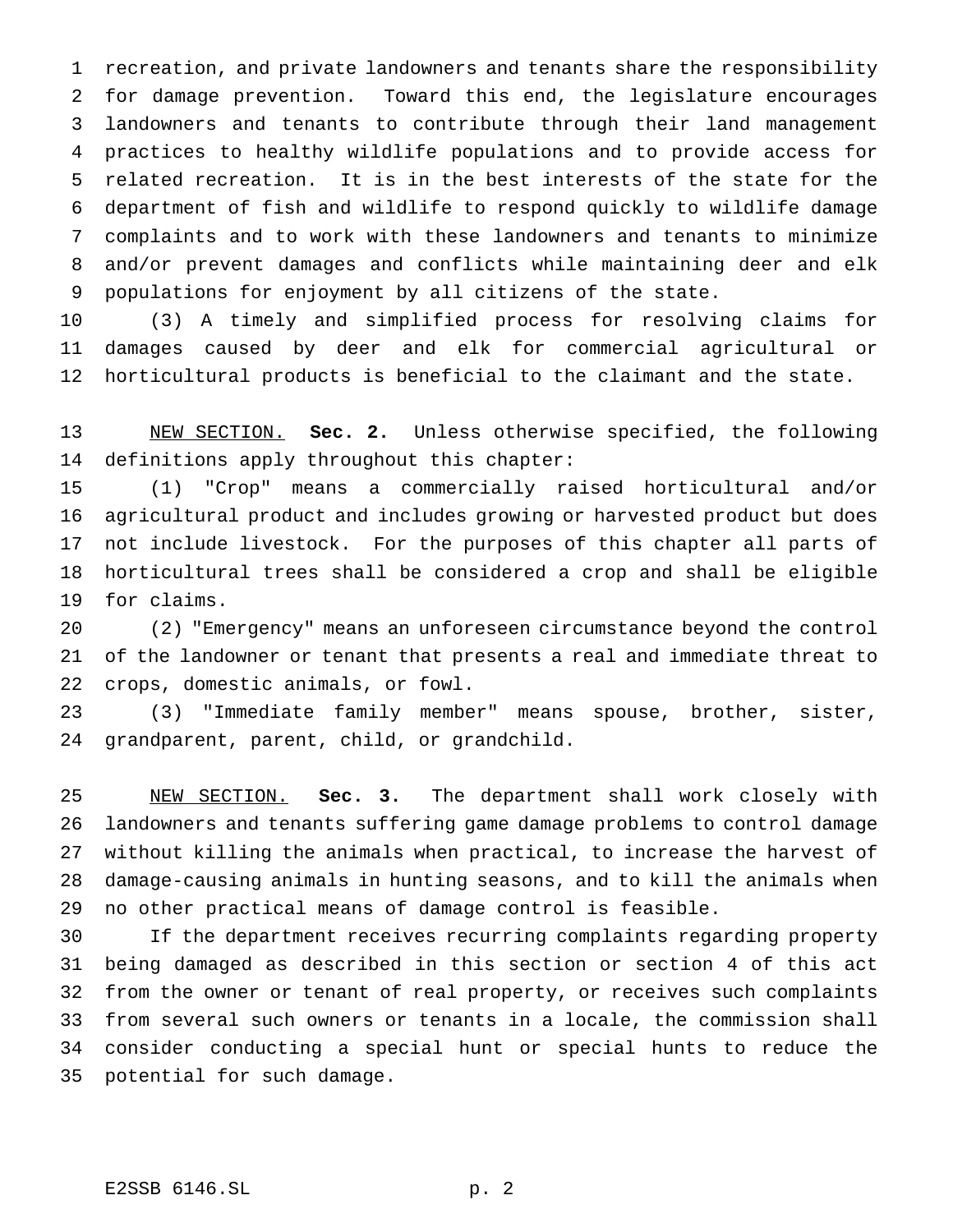recreation, and private landowners and tenants share the responsibility for damage prevention. Toward this end, the legislature encourages landowners and tenants to contribute through their land management practices to healthy wildlife populations and to provide access for related recreation. It is in the best interests of the state for the department of fish and wildlife to respond quickly to wildlife damage complaints and to work with these landowners and tenants to minimize and/or prevent damages and conflicts while maintaining deer and elk populations for enjoyment by all citizens of the state.

(3) A timely and simplified process for resolving claims for damages caused by deer and elk for commercial agricultural or horticultural products is beneficial to the claimant and the state.

NEW SECTION. **Sec. 2.** Unless otherwise specified, the following definitions apply throughout this chapter:

(1) "Crop" means a commercially raised horticultural and/or agricultural product and includes growing or harvested product but does not include livestock. For the purposes of this chapter all parts of horticultural trees shall be considered a crop and shall be eligible for claims.

(2) "Emergency" means an unforeseen circumstance beyond the control of the landowner or tenant that presents a real and immediate threat to crops, domestic animals, or fowl.

(3) "Immediate family member" means spouse, brother, sister, grandparent, parent, child, or grandchild.

NEW SECTION. **Sec. 3.** The department shall work closely with landowners and tenants suffering game damage problems to control damage without killing the animals when practical, to increase the harvest of damage-causing animals in hunting seasons, and to kill the animals when no other practical means of damage control is feasible.

If the department receives recurring complaints regarding property being damaged as described in this section or section 4 of this act from the owner or tenant of real property, or receives such complaints from several such owners or tenants in a locale, the commission shall consider conducting a special hunt or special hunts to reduce the potential for such damage.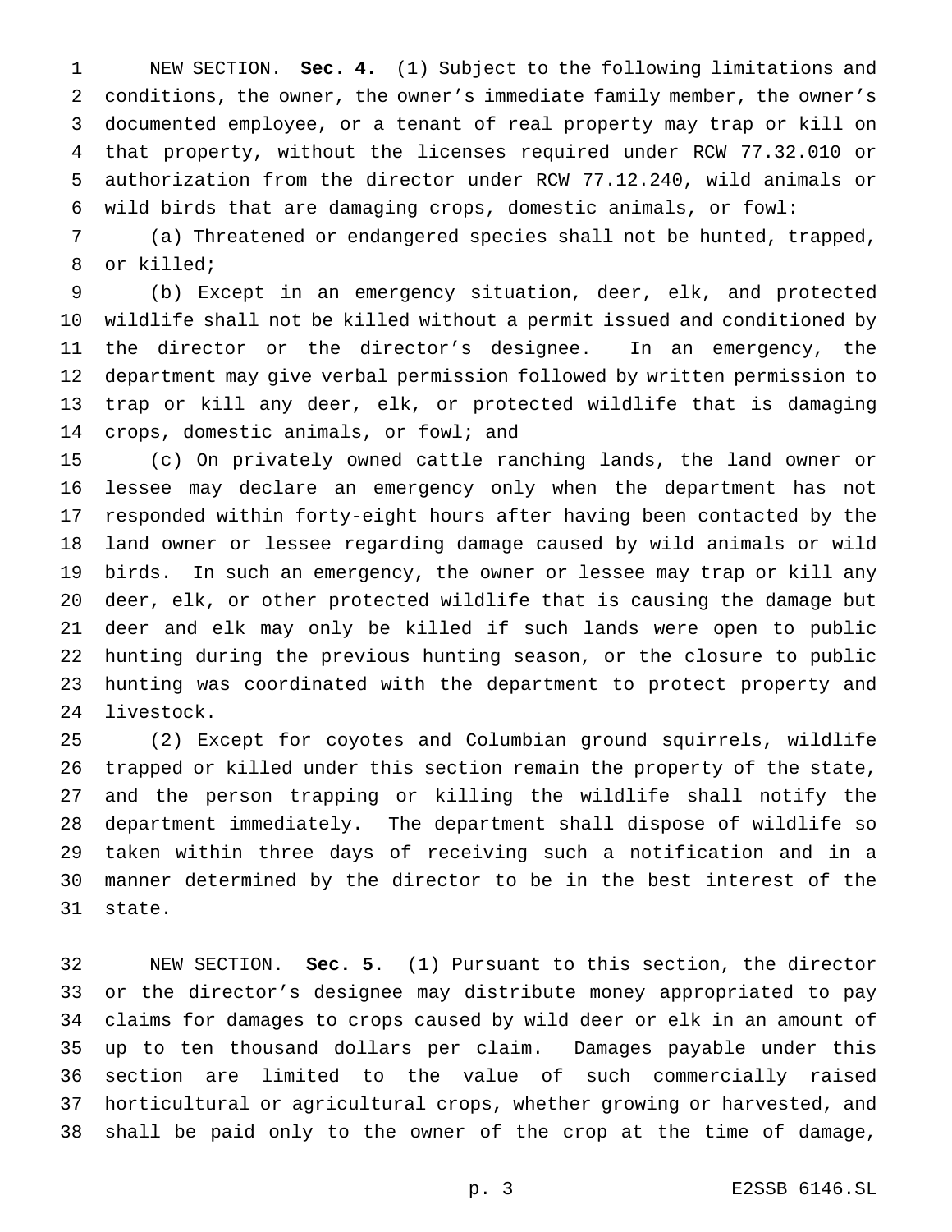NEW SECTION. **Sec. 4.** (1) Subject to the following limitations and conditions, the owner, the owner's immediate family member, the owner's documented employee, or a tenant of real property may trap or kill on that property, without the licenses required under RCW 77.32.010 or authorization from the director under RCW 77.12.240, wild animals or wild birds that are damaging crops, domestic animals, or fowl:

(a) Threatened or endangered species shall not be hunted, trapped, or killed;

(b) Except in an emergency situation, deer, elk, and protected wildlife shall not be killed without a permit issued and conditioned by the director or the director's designee. In an emergency, the department may give verbal permission followed by written permission to trap or kill any deer, elk, or protected wildlife that is damaging crops, domestic animals, or fowl; and

(c) On privately owned cattle ranching lands, the land owner or lessee may declare an emergency only when the department has not responded within forty-eight hours after having been contacted by the land owner or lessee regarding damage caused by wild animals or wild birds. In such an emergency, the owner or lessee may trap or kill any deer, elk, or other protected wildlife that is causing the damage but deer and elk may only be killed if such lands were open to public hunting during the previous hunting season, or the closure to public hunting was coordinated with the department to protect property and livestock.

(2) Except for coyotes and Columbian ground squirrels, wildlife trapped or killed under this section remain the property of the state, and the person trapping or killing the wildlife shall notify the department immediately. The department shall dispose of wildlife so taken within three days of receiving such a notification and in a manner determined by the director to be in the best interest of the state.

NEW SECTION. **Sec. 5.** (1) Pursuant to this section, the director or the director's designee may distribute money appropriated to pay claims for damages to crops caused by wild deer or elk in an amount of up to ten thousand dollars per claim. Damages payable under this section are limited to the value of such commercially raised horticultural or agricultural crops, whether growing or harvested, and shall be paid only to the owner of the crop at the time of damage,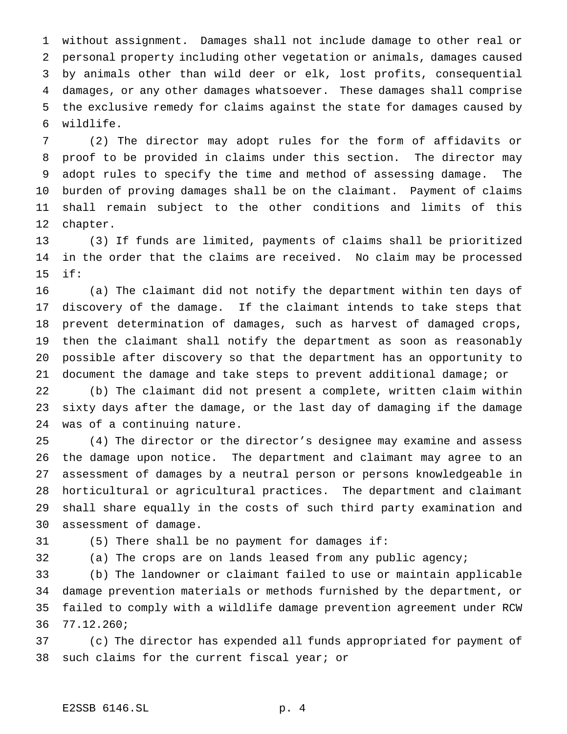without assignment. Damages shall not include damage to other real or personal property including other vegetation or animals, damages caused by animals other than wild deer or elk, lost profits, consequential damages, or any other damages whatsoever. These damages shall comprise the exclusive remedy for claims against the state for damages caused by wildlife.

(2) The director may adopt rules for the form of affidavits or proof to be provided in claims under this section. The director may adopt rules to specify the time and method of assessing damage. The burden of proving damages shall be on the claimant. Payment of claims shall remain subject to the other conditions and limits of this chapter.

(3) If funds are limited, payments of claims shall be prioritized in the order that the claims are received. No claim may be processed if:

(a) The claimant did not notify the department within ten days of discovery of the damage. If the claimant intends to take steps that prevent determination of damages, such as harvest of damaged crops, then the claimant shall notify the department as soon as reasonably possible after discovery so that the department has an opportunity to document the damage and take steps to prevent additional damage; or

(b) The claimant did not present a complete, written claim within sixty days after the damage, or the last day of damaging if the damage was of a continuing nature.

(4) The director or the director's designee may examine and assess the damage upon notice. The department and claimant may agree to an assessment of damages by a neutral person or persons knowledgeable in horticultural or agricultural practices. The department and claimant shall share equally in the costs of such third party examination and assessment of damage.

(5) There shall be no payment for damages if:

(a) The crops are on lands leased from any public agency;

(b) The landowner or claimant failed to use or maintain applicable damage prevention materials or methods furnished by the department, or failed to comply with a wildlife damage prevention agreement under RCW 77.12.260;

(c) The director has expended all funds appropriated for payment of such claims for the current fiscal year; or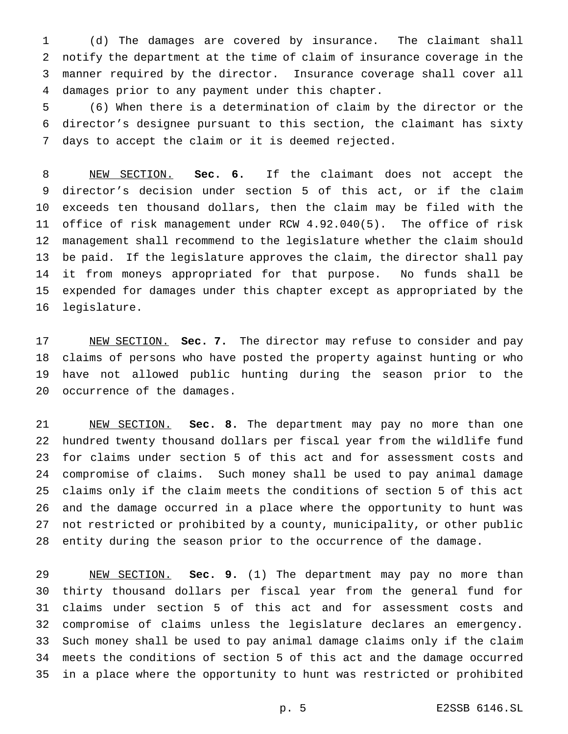(d) The damages are covered by insurance. The claimant shall notify the department at the time of claim of insurance coverage in the manner required by the director. Insurance coverage shall cover all damages prior to any payment under this chapter.

(6) When there is a determination of claim by the director or the director's designee pursuant to this section, the claimant has sixty days to accept the claim or it is deemed rejected.

NEW SECTION. **Sec. 6.** If the claimant does not accept the director's decision under section 5 of this act, or if the claim exceeds ten thousand dollars, then the claim may be filed with the office of risk management under RCW 4.92.040(5). The office of risk management shall recommend to the legislature whether the claim should be paid. If the legislature approves the claim, the director shall pay it from moneys appropriated for that purpose. No funds shall be expended for damages under this chapter except as appropriated by the legislature.

NEW SECTION. **Sec. 7.** The director may refuse to consider and pay claims of persons who have posted the property against hunting or who have not allowed public hunting during the season prior to the occurrence of the damages.

NEW SECTION. **Sec. 8.** The department may pay no more than one hundred twenty thousand dollars per fiscal year from the wildlife fund for claims under section 5 of this act and for assessment costs and compromise of claims. Such money shall be used to pay animal damage claims only if the claim meets the conditions of section 5 of this act and the damage occurred in a place where the opportunity to hunt was not restricted or prohibited by a county, municipality, or other public entity during the season prior to the occurrence of the damage.

NEW SECTION. **Sec. 9.** (1) The department may pay no more than thirty thousand dollars per fiscal year from the general fund for claims under section 5 of this act and for assessment costs and compromise of claims unless the legislature declares an emergency. Such money shall be used to pay animal damage claims only if the claim meets the conditions of section 5 of this act and the damage occurred in a place where the opportunity to hunt was restricted or prohibited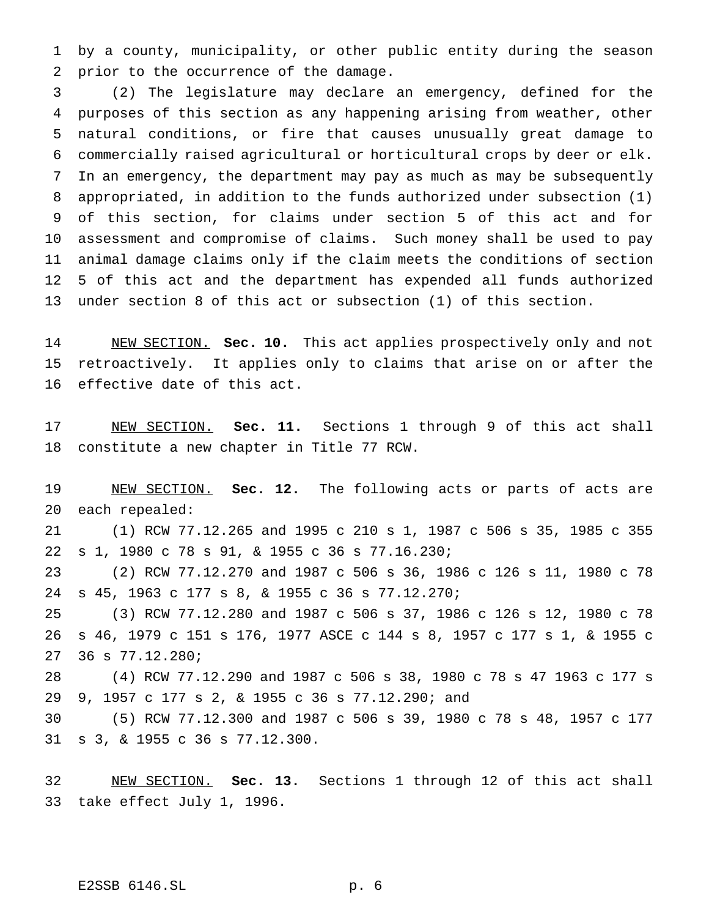by a county, municipality, or other public entity during the season prior to the occurrence of the damage.

(2) The legislature may declare an emergency, defined for the purposes of this section as any happening arising from weather, other natural conditions, or fire that causes unusually great damage to commercially raised agricultural or horticultural crops by deer or elk. In an emergency, the department may pay as much as may be subsequently appropriated, in addition to the funds authorized under subsection (1) of this section, for claims under section 5 of this act and for assessment and compromise of claims. Such money shall be used to pay animal damage claims only if the claim meets the conditions of section 5 of this act and the department has expended all funds authorized under section 8 of this act or subsection (1) of this section.

NEW SECTION. **Sec. 10.** This act applies prospectively only and not retroactively. It applies only to claims that arise on or after the effective date of this act.

NEW SECTION. **Sec. 11.** Sections 1 through 9 of this act shall constitute a new chapter in Title 77 RCW.

NEW SECTION. **Sec. 12.** The following acts or parts of acts are each repealed:

(1) RCW 77.12.265 and 1995 c 210 s 1, 1987 c 506 s 35, 1985 c 355 s 1, 1980 c 78 s 91, & 1955 c 36 s 77.16.230;

(2) RCW 77.12.270 and 1987 c 506 s 36, 1986 c 126 s 11, 1980 c 78 s 45, 1963 c 177 s 8, & 1955 c 36 s 77.12.270;

(3) RCW 77.12.280 and 1987 c 506 s 37, 1986 c 126 s 12, 1980 c 78 s 46, 1979 c 151 s 176, 1977 ASCE c 144 s 8, 1957 c 177 s 1, & 1955 c 36 s 77.12.280;

(4) RCW 77.12.290 and 1987 c 506 s 38, 1980 c 78 s 47 1963 c 177 s 9, 1957 c 177 s 2, & 1955 c 36 s 77.12.290; and

(5) RCW 77.12.300 and 1987 c 506 s 39, 1980 c 78 s 48, 1957 c 177 s 3, & 1955 c 36 s 77.12.300.

NEW SECTION. **Sec. 13.** Sections 1 through 12 of this act shall take effect July 1, 1996.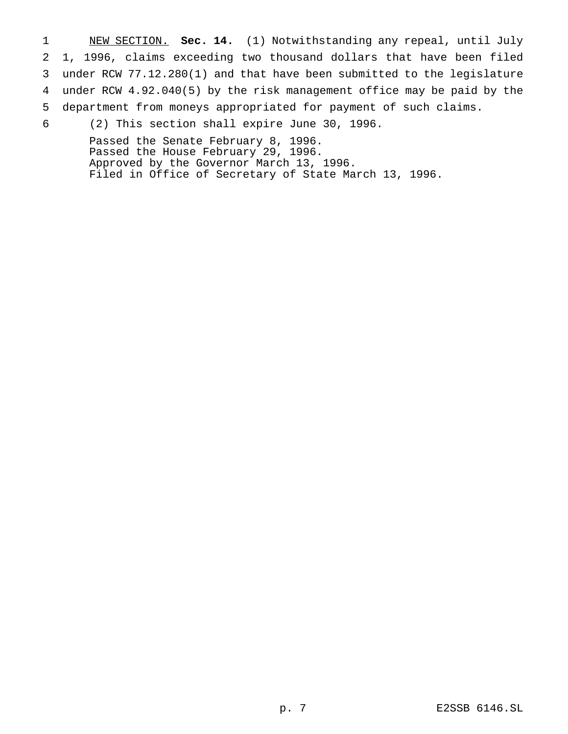NEW SECTION. **Sec. 14.** (1) Notwithstanding any repeal, until July 1, 1996, claims exceeding two thousand dollars that have been filed under RCW 77.12.280(1) and that have been submitted to the legislature under RCW 4.92.040(5) by the risk management office may be paid by the department from moneys appropriated for payment of such claims.

(2) This section shall expire June 30, 1996.

Passed the Senate February 8, 1996.
Passed the House February 29, 1996.
Approved by the Governor March 13, 1996.
Filed in Office of Secretary of State March 13, 1996.